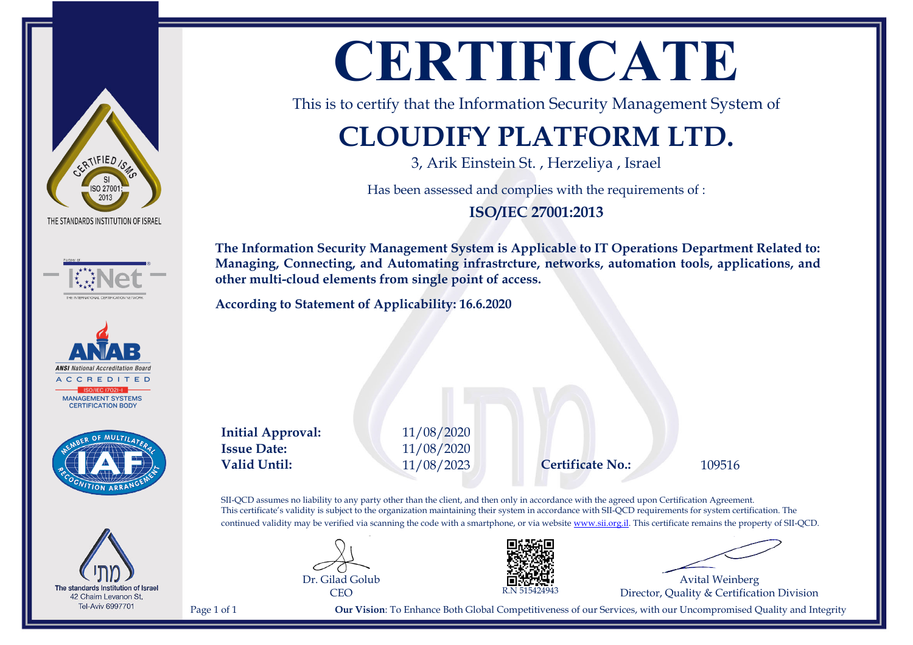THE STANDARDS INSTITUTION OF ISRAEL

CERTIFIED ISMS — SI ISO 27001:2013

IQNet — THE INTERNATIONAL CERTIFICATION NETWORK

ANAB — ANSI National Accreditation Board — ACCREDITED — ISO/IEC 17021-1 — MANAGEMENT SYSTEMS CERTIFICATION BODY

IAF — MEMBER OF MULTILATERAL RECOGNITION ARRANGEMENT

The standards Institution of Israel
42 Chaim Levanon St,
Tel-Aviv 6997701

# CERTIFICATE

This is to certify that the Information Security Management System of

## CLOUDIFY PLATFORM LTD.

3, Arik Einstein St. , Herzeliya , Israel

Has been assessed and complies with the requirements of :

**ISO/IEC 27001:2013**

**The Information Security Management System is Applicable to IT Operations Department Related to: Managing, Connecting, and Automating infrastrcture, networks, automation tools, applications, and other multi-cloud elements from single point of access.**

**According to Statement of Applicability: 16.6.2020**

| | |
|---|---|
| **Initial Approval:** | 11/08/2020 |
| **Issue Date:** | 11/08/2020 |
| **Valid Until:** | 11/08/2023 |
| **Certificate No.:** | 109516 |

SII-QCD assumes no liability to any party other than the client, and then only in accordance with the agreed upon Certification Agreement. This certificate's validity is subject to the organization maintaining their system in accordance with SII-QCD requirements for system certification. The continued validity may be verified via scanning the code with a smartphone, or via website www.sii.org.il. This certificate remains the property of SII-QCD.

Dr. Gilad Golub
CEO

R.N 515424943

Avital Weinberg
Director, Quality & Certification Division

**Our Vision**: To Enhance Both Global Competitiveness of our Services, with our Uncompromised Quality and Integrity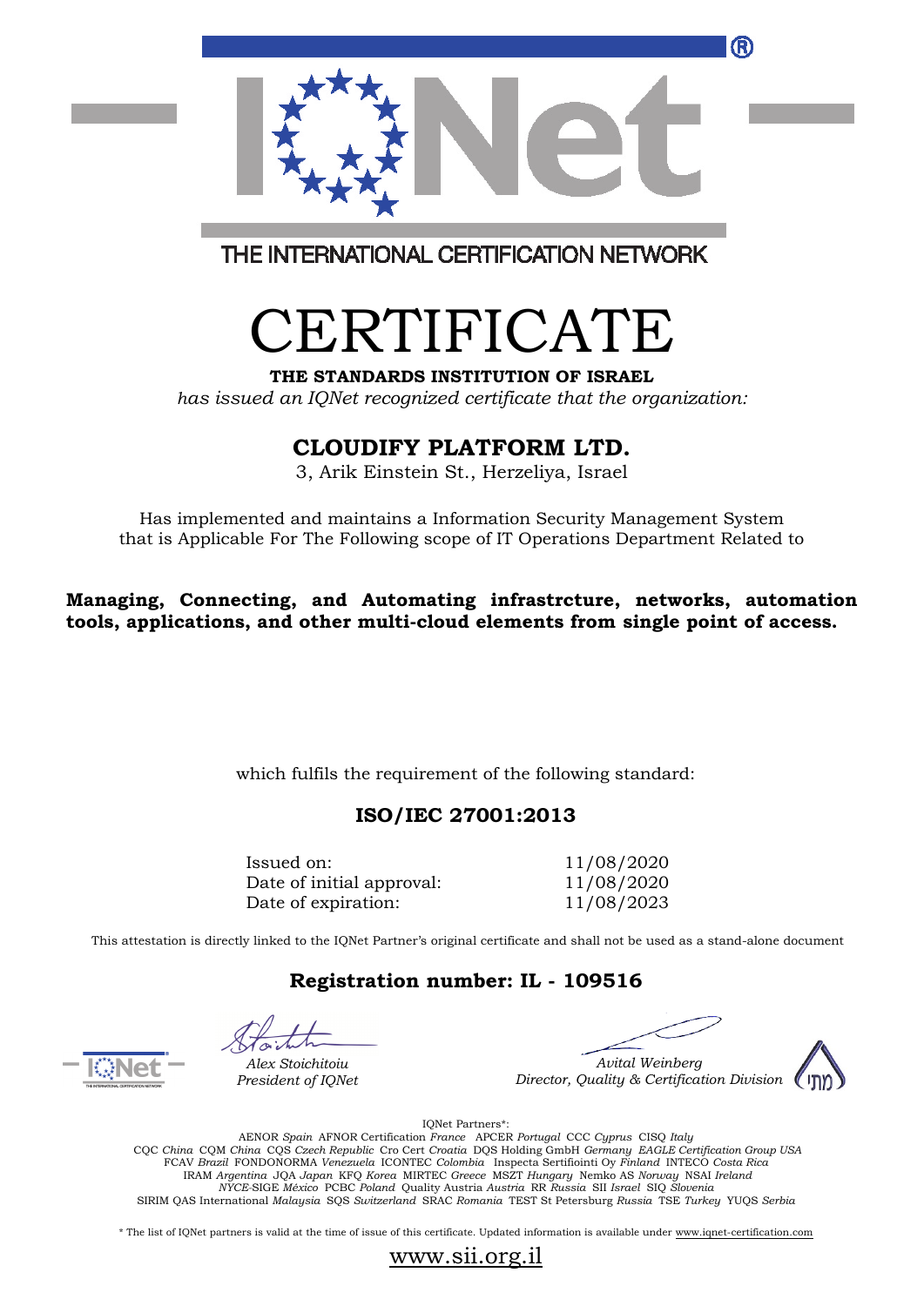THE INTERNATIONAL CERTIFICATION NETWORK

# CERTIFICATE

**THE STANDARDS INSTITUTION OF ISRAEL**

*has issued an IQNet recognized certificate that the organization:*

## CLOUDIFY PLATFORM LTD.

3, Arik Einstein St., Herzeliya, Israel

Has implemented and maintains a Information Security Management System that is Applicable For The Following scope of IT Operations Department Related to

**Managing, Connecting, and Automating infrastrcture, networks, automation tools, applications, and other multi-cloud elements from single point of access.**

which fulfils the requirement of the following standard:

### ISO/IEC 27001:2013

| | |
|---|---|
| Issued on: | 11/08/2020 |
| Date of initial approval: | 11/08/2020 |
| Date of expiration: | 11/08/2023 |

This attestation is directly linked to the IQNet Partner's original certificate and shall not be used as a stand-alone document

### Registration number: IL - 109516

*Alex Stoichitoiu*
*President of IQNet*

*Avital Weinberg*
*Director, Quality & Certification Division*

IQNet Partners*:

AENOR *Spain* AFNOR Certification *France* APCER *Portugal* CCC *Cyprus* CISQ *Italy* CQC *China* CQM *China* CQS *Czech Republic* Cro Cert *Croatia* DQS Holding GmbH *Germany* *EAGLE Certification Group USA* FCAV *Brazil* FONDONORMA *Venezuela* ICONTEC *Colombia* Inspecta Sertifiointi Oy *Finland* INTECO *Costa Rica* IRAM *Argentina* JQA *Japan* KFQ *Korea* MIRTEC *Greece* MSZT *Hungary* Nemko AS *Norway* NSAI *Ireland* *NYCE*-SIGE *México* PCBC *Poland* Quality Austria *Austria* RR *Russia* SII *Israel* SIQ *Slovenia* SIRIM QAS International *Malaysia* SQS *Switzerland* SRAC *Romania* TEST St Petersburg *Russia* TSE *Turkey* YUQS *Serbia*

\* The list of IQNet partners is valid at the time of issue of this certificate. Updated information is available under www.iqnet-certification.com

www.sii.org.il